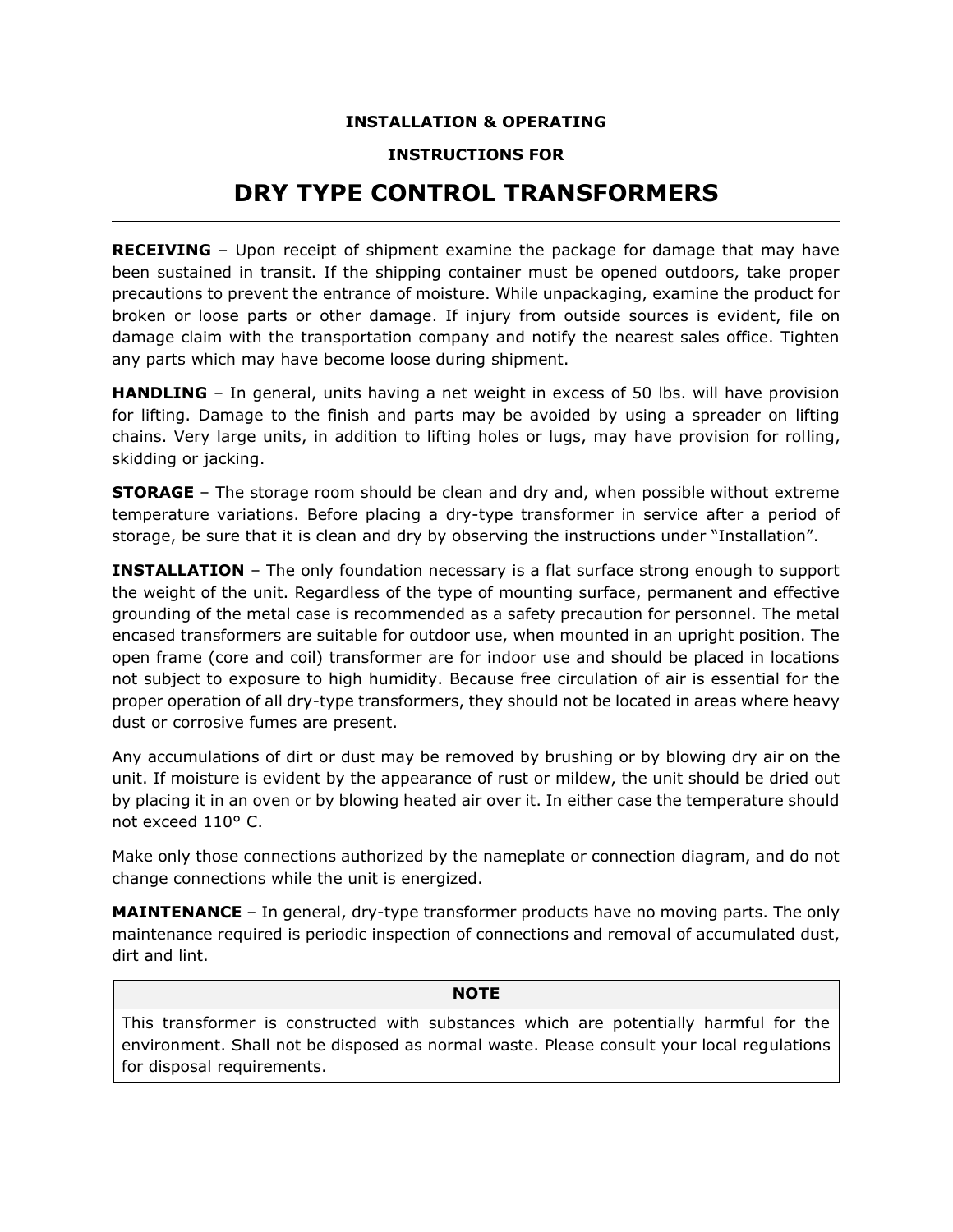**INSTALLATION & OPERATING**

**INSTRUCTIONS FOR**

# DRY TYPE CONTROL TRANSFORMERS

---

**RECEIVING** – Upon receipt of shipment examine the package for damage that may have been sustained in transit. If the shipping container must be opened outdoors, take proper precautions to prevent the entrance of moisture. While unpackaging, examine the product for broken or loose parts or other damage. If injury from outside sources is evident, file on damage claim with the transportation company and notify the nearest sales office. Tighten any parts which may have become loose during shipment.

**HANDLING** – In general, units having a net weight in excess of 50 lbs. will have provision for lifting. Damage to the finish and parts may be avoided by using a spreader on lifting chains. Very large units, in addition to lifting holes or lugs, may have provision for rolling, skidding or jacking.

**STORAGE** – The storage room should be clean and dry and, when possible without extreme temperature variations. Before placing a dry-type transformer in service after a period of storage, be sure that it is clean and dry by observing the instructions under "Installation".

**INSTALLATION** – The only foundation necessary is a flat surface strong enough to support the weight of the unit. Regardless of the type of mounting surface, permanent and effective grounding of the metal case is recommended as a safety precaution for personnel. The metal encased transformers are suitable for outdoor use, when mounted in an upright position. The open frame (core and coil) transformer are for indoor use and should be placed in locations not subject to exposure to high humidity. Because free circulation of air is essential for the proper operation of all dry-type transformers, they should not be located in areas where heavy dust or corrosive fumes are present.

Any accumulations of dirt or dust may be removed by brushing or by blowing dry air on the unit. If moisture is evident by the appearance of rust or mildew, the unit should be dried out by placing it in an oven or by blowing heated air over it. In either case the temperature should not exceed 110° C.

Make only those connections authorized by the nameplate or connection diagram, and do not change connections while the unit is energized.

**MAINTENANCE** – In general, dry-type transformer products have no moving parts. The only maintenance required is periodic inspection of connections and removal of accumulated dust, dirt and lint.

| **NOTE** |
| --- |
| This transformer is constructed with substances which are potentially harmful for the environment. Shall not be disposed as normal waste. Please consult your local regulations for disposal requirements. |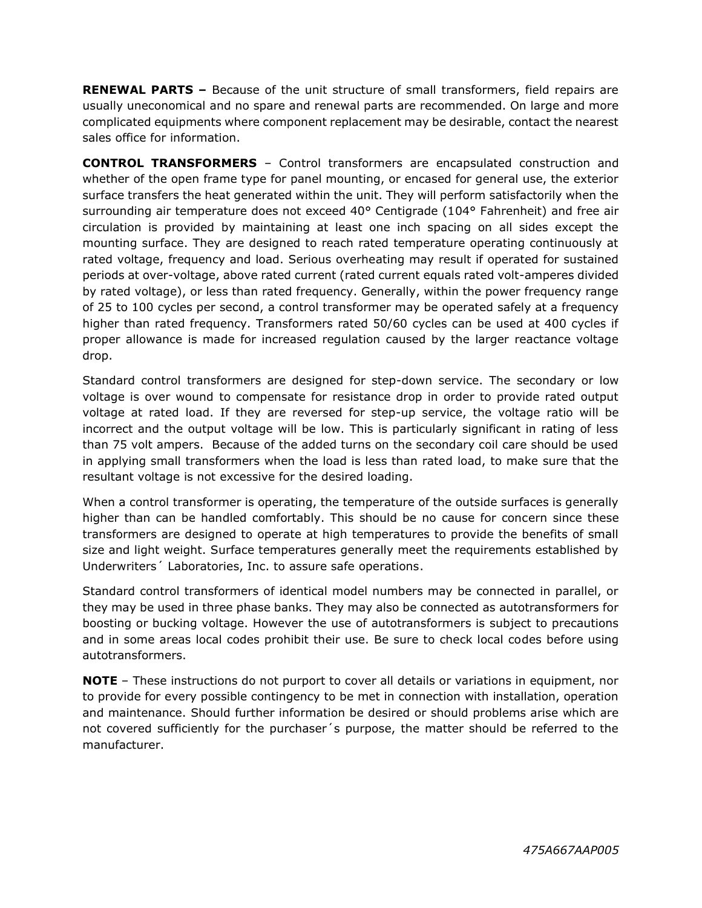**RENEWAL PARTS –** Because of the unit structure of small transformers, field repairs are usually uneconomical and no spare and renewal parts are recommended. On large and more complicated equipments where component replacement may be desirable, contact the nearest sales office for information.

**CONTROL TRANSFORMERS** – Control transformers are encapsulated construction and whether of the open frame type for panel mounting, or encased for general use, the exterior surface transfers the heat generated within the unit. They will perform satisfactorily when the surrounding air temperature does not exceed 40° Centigrade (104° Fahrenheit) and free air circulation is provided by maintaining at least one inch spacing on all sides except the mounting surface. They are designed to reach rated temperature operating continuously at rated voltage, frequency and load. Serious overheating may result if operated for sustained periods at over-voltage, above rated current (rated current equals rated volt-amperes divided by rated voltage), or less than rated frequency. Generally, within the power frequency range of 25 to 100 cycles per second, a control transformer may be operated safely at a frequency higher than rated frequency. Transformers rated 50/60 cycles can be used at 400 cycles if proper allowance is made for increased regulation caused by the larger reactance voltage drop.

Standard control transformers are designed for step-down service. The secondary or low voltage is over wound to compensate for resistance drop in order to provide rated output voltage at rated load. If they are reversed for step-up service, the voltage ratio will be incorrect and the output voltage will be low. This is particularly significant in rating of less than 75 volt ampers. Because of the added turns on the secondary coil care should be used in applying small transformers when the load is less than rated load, to make sure that the resultant voltage is not excessive for the desired loading.

When a control transformer is operating, the temperature of the outside surfaces is generally higher than can be handled comfortably. This should be no cause for concern since these transformers are designed to operate at high temperatures to provide the benefits of small size and light weight. Surface temperatures generally meet the requirements established by Underwriters´ Laboratories, Inc. to assure safe operations.

Standard control transformers of identical model numbers may be connected in parallel, or they may be used in three phase banks. They may also be connected as autotransformers for boosting or bucking voltage. However the use of autotransformers is subject to precautions and in some areas local codes prohibit their use. Be sure to check local codes before using autotransformers.

**NOTE** – These instructions do not purport to cover all details or variations in equipment, nor to provide for every possible contingency to be met in connection with installation, operation and maintenance. Should further information be desired or should problems arise which are not covered sufficiently for the purchaser´s purpose, the matter should be referred to the manufacturer.

*475A667AAP005*